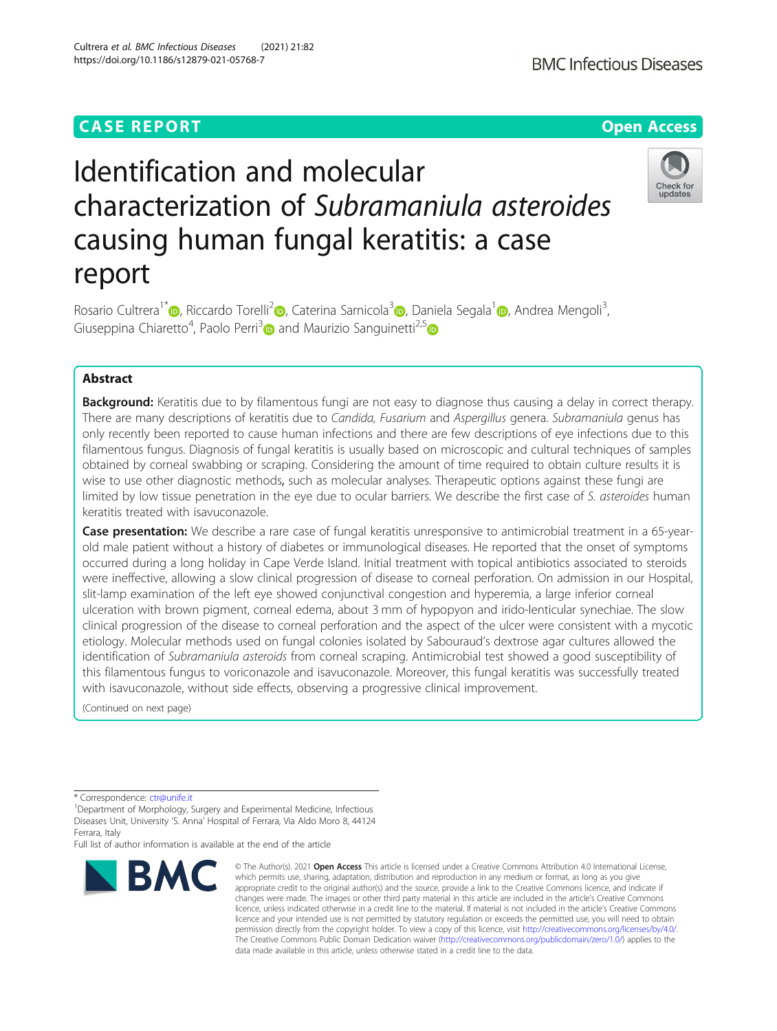CASE REPORT

Open Access

# Identification and molecular characterization of *Subramaniula asteroides* causing human fungal keratitis: a case report

Rosario Cultrera[1*], Riccardo Torelli[2], Caterina Sarnicola[3], Daniela Segala[1], Andrea Mengoli[3], Giuseppina Chiaretto[4], Paolo Perri[3] and Maurizio Sanguinetti[2,5]

## Abstract

**Background:** Keratitis due to by filamentous fungi are not easy to diagnose thus causing a delay in correct therapy. There are many descriptions of keratitis due to *Candida, Fusarium* and *Aspergillus* genera. *Subramaniula* genus has only recently been reported to cause human infections and there are few descriptions of eye infections due to this filamentous fungus. Diagnosis of fungal keratitis is usually based on microscopic and cultural techniques of samples obtained by corneal swabbing or scraping. Considering the amount of time required to obtain culture results it is wise to use other diagnostic methods**,** such as molecular analyses. Therapeutic options against these fungi are limited by low tissue penetration in the eye due to ocular barriers. We describe the first case of *S. asteroides* human keratitis treated with isavuconazole.

**Case presentation:** We describe a rare case of fungal keratitis unresponsive to antimicrobial treatment in a 65-year-old male patient without a history of diabetes or immunological diseases. He reported that the onset of symptoms occurred during a long holiday in Cape Verde Island. Initial treatment with topical antibiotics associated to steroids were ineffective, allowing a slow clinical progression of disease to corneal perforation. On admission in our Hospital, slit-lamp examination of the left eye showed conjunctival congestion and hyperemia, a large inferior corneal ulceration with brown pigment, corneal edema, about 3 mm of hypopyon and irido-lenticular synechiae. The slow clinical progression of the disease to corneal perforation and the aspect of the ulcer were consistent with a mycotic etiology. Molecular methods used on fungal colonies isolated by Sabouraud's dextrose agar cultures allowed the identification of *Subramaniula asteroids* from corneal scraping. Antimicrobial test showed a good susceptibility of this filamentous fungus to voriconazole and isavuconazole. Moreover, this fungal keratitis was successfully treated with isavuconazole, without side effects, observing a progressive clinical improvement.

(Continued on next page)

* Correspondence: ctr@unife.it
[1]Department of Morphology, Surgery and Experimental Medicine, Infectious Diseases Unit, University 'S. Anna' Hospital of Ferrara, Via Aldo Moro 8, 44124 Ferrara, Italy
Full list of author information is available at the end of the article

© The Author(s). 2021 **Open Access** This article is licensed under a Creative Commons Attribution 4.0 International License, which permits use, sharing, adaptation, distribution and reproduction in any medium or format, as long as you give appropriate credit to the original author(s) and the source, provide a link to the Creative Commons licence, and indicate if changes were made. The images or other third party material in this article are included in the article's Creative Commons licence, unless indicated otherwise in a credit line to the material. If material is not included in the article's Creative Commons licence and your intended use is not permitted by statutory regulation or exceeds the permitted use, you will need to obtain permission directly from the copyright holder. To view a copy of this licence, visit http://creativecommons.org/licenses/by/4.0/. The Creative Commons Public Domain Dedication waiver (http://creativecommons.org/publicdomain/zero/1.0/) applies to the data made available in this article, unless otherwise stated in a credit line to the data.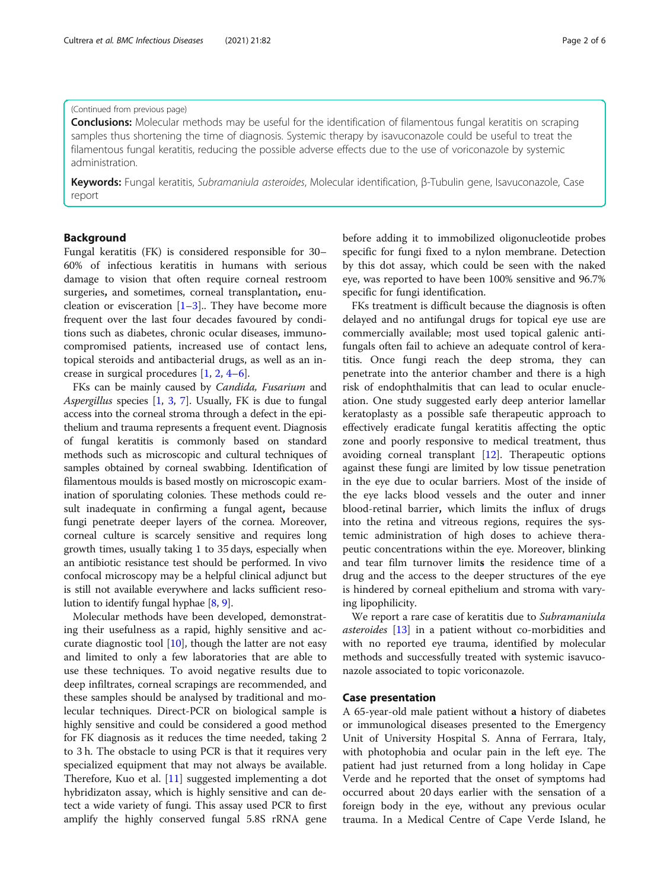(Continued from previous page)

**Conclusions:** Molecular methods may be useful for the identification of filamentous fungal keratitis on scraping samples thus shortening the time of diagnosis. Systemic therapy by isavuconazole could be useful to treat the filamentous fungal keratitis, reducing the possible adverse effects due to the use of voriconazole by systemic administration.

**Keywords:** Fungal keratitis, *Subramaniula asteroides*, Molecular identification, β-Tubulin gene, Isavuconazole, Case report

## Background

Fungal keratitis (FK) is considered responsible for 30–60% of infectious keratitis in humans with serious damage to vision that often require corneal restroom surgeries**,** and sometimes, corneal transplantation**,** enucleation or evisceration [1–3].. They have become more frequent over the last four decades favoured by conditions such as diabetes, chronic ocular diseases, immunocompromised patients, increased use of contact lens, topical steroids and antibacterial drugs, as well as an increase in surgical procedures [1, 2, 4–6].

FKs can be mainly caused by *Candida*, *Fusarium* and *Aspergillus* species [1, 3, 7]. Usually, FK is due to fungal access into the corneal stroma through a defect in the epithelium and trauma represents a frequent event. Diagnosis of fungal keratitis is commonly based on standard methods such as microscopic and cultural techniques of samples obtained by corneal swabbing. Identification of filamentous moulds is based mostly on microscopic examination of sporulating colonies. These methods could result inadequate in confirming a fungal agent**,** because fungi penetrate deeper layers of the cornea. Moreover, corneal culture is scarcely sensitive and requires long growth times, usually taking 1 to 35 days, especially when an antibiotic resistance test should be performed. In vivo confocal microscopy may be a helpful clinical adjunct but is still not available everywhere and lacks sufficient resolution to identify fungal hyphae [8, 9].

Molecular methods have been developed, demonstrating their usefulness as a rapid, highly sensitive and accurate diagnostic tool [10], though the latter are not easy and limited to only a few laboratories that are able to use these techniques. To avoid negative results due to deep infiltrates, corneal scrapings are recommended, and these samples should be analysed by traditional and molecular techniques. Direct-PCR on biological sample is highly sensitive and could be considered a good method for FK diagnosis as it reduces the time needed, taking 2 to 3 h. The obstacle to using PCR is that it requires very specialized equipment that may not always be available. Therefore, Kuo et al. [11] suggested implementing a dot hybridizaton assay, which is highly sensitive and can detect a wide variety of fungi. This assay used PCR to first amplify the highly conserved fungal 5.8S rRNA gene before adding it to immobilized oligonucleotide probes specific for fungi fixed to a nylon membrane. Detection by this dot assay, which could be seen with the naked eye, was reported to have been 100% sensitive and 96.7% specific for fungi identification.

FKs treatment is difficult because the diagnosis is often delayed and no antifungal drugs for topical eye use are commercially available; most used topical galenic antifungals often fail to achieve an adequate control of keratitis. Once fungi reach the deep stroma, they can penetrate into the anterior chamber and there is a high risk of endophthalmitis that can lead to ocular enucleation. One study suggested early deep anterior lamellar keratoplasty as a possible safe therapeutic approach to effectively eradicate fungal keratitis affecting the optic zone and poorly responsive to medical treatment, thus avoiding corneal transplant [12]. Therapeutic options against these fungi are limited by low tissue penetration in the eye due to ocular barriers. Most of the inside of the eye lacks blood vessels and the outer and inner blood-retinal barrier**,** which limits the influx of drugs into the retina and vitreous regions, requires the systemic administration of high doses to achieve therapeutic concentrations within the eye. Moreover, blinking and tear film turnover limit**s** the residence time of a drug and the access to the deeper structures of the eye is hindered by corneal epithelium and stroma with varying lipophilicity.

We report a rare case of keratitis due to *Subramaniula asteroides* [13] in a patient without co-morbidities and with no reported eye trauma, identified by molecular methods and successfully treated with systemic isavuconazole associated to topic voriconazole.

## Case presentation

A 65-year-old male patient without **a** history of diabetes or immunological diseases presented to the Emergency Unit of University Hospital S. Anna of Ferrara, Italy, with photophobia and ocular pain in the left eye. The patient had just returned from a long holiday in Cape Verde and he reported that the onset of symptoms had occurred about 20 days earlier with the sensation of a foreign body in the eye, without any previous ocular trauma. In a Medical Centre of Cape Verde Island, he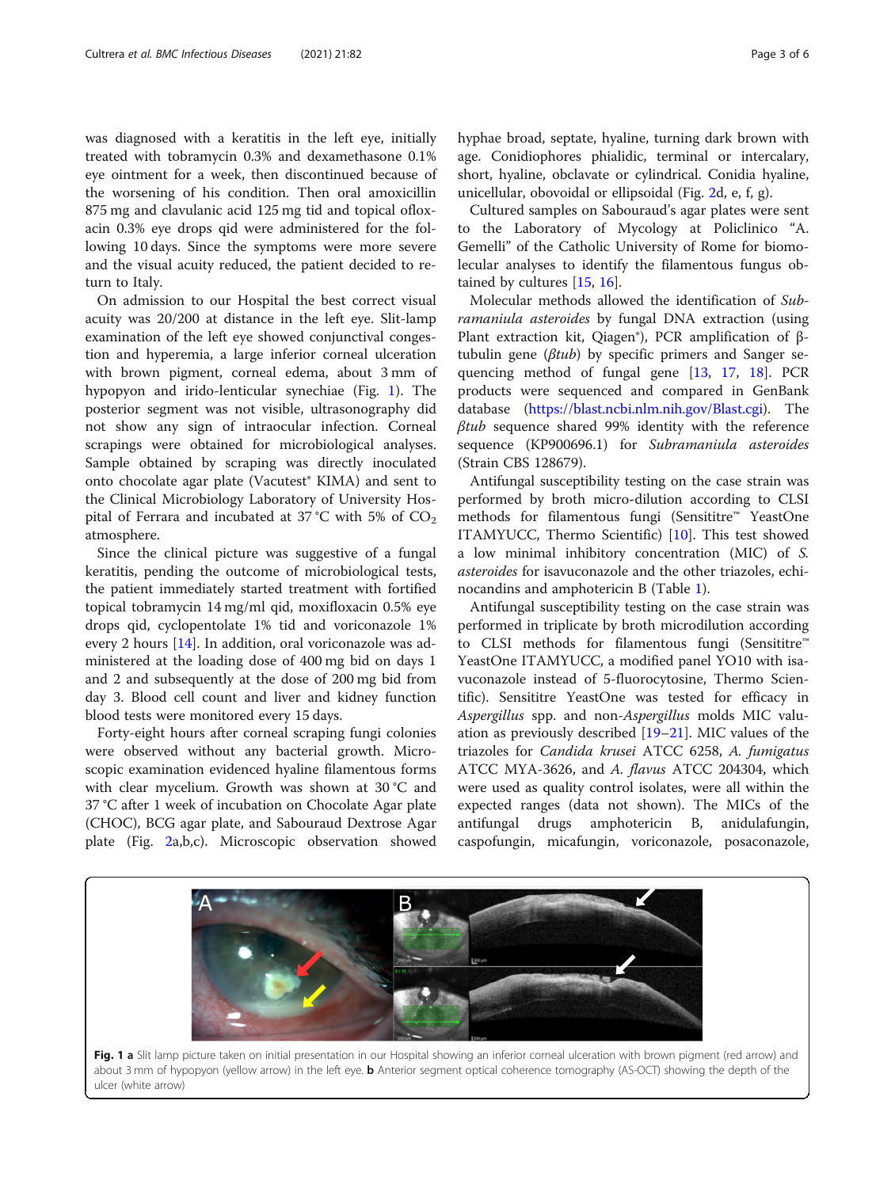was diagnosed with a keratitis in the left eye, initially treated with tobramycin 0.3% and dexamethasone 0.1% eye ointment for a week, then discontinued because of the worsening of his condition. Then oral amoxicillin 875 mg and clavulanic acid 125 mg tid and topical ofloxacin 0.3% eye drops qid were administered for the following 10 days. Since the symptoms were more severe and the visual acuity reduced, the patient decided to return to Italy.

On admission to our Hospital the best correct visual acuity was 20/200 at distance in the left eye. Slit-lamp examination of the left eye showed conjunctival congestion and hyperemia, a large inferior corneal ulceration with brown pigment, corneal edema, about 3 mm of hypopyon and irido-lenticular synechiae (Fig. 1). The posterior segment was not visible, ultrasonography did not show any sign of intraocular infection. Corneal scrapings were obtained for microbiological analyses. Sample obtained by scraping was directly inoculated onto chocolate agar plate (Vacutest® KIMA) and sent to the Clinical Microbiology Laboratory of University Hospital of Ferrara and incubated at 37 °C with 5% of $CO_2$ atmosphere.

Since the clinical picture was suggestive of a fungal keratitis, pending the outcome of microbiological tests, the patient immediately started treatment with fortified topical tobramycin 14 mg/ml qid, moxifloxacin 0.5% eye drops qid, cyclopentolate 1% tid and voriconazole 1% every 2 hours [14]. In addition, oral voriconazole was administered at the loading dose of 400 mg bid on days 1 and 2 and subsequently at the dose of 200 mg bid from day 3. Blood cell count and liver and kidney function blood tests were monitored every 15 days.

Forty-eight hours after corneal scraping fungi colonies were observed without any bacterial growth. Microscopic examination evidenced hyaline filamentous forms with clear mycelium. Growth was shown at 30 °C and 37 °C after 1 week of incubation on Chocolate Agar Plate (CHOC), BCG agar plate, and Sabouraud Dextrose Agar plate (Fig. 2a,b,c). Microscopic observation showed hyphae broad, septate, hyaline, turning dark brown with age. Conidiophores phialidic, terminal or intercalary, short, hyaline, obclavate or cylindrical. Conidia hyaline, unicellular, obovoidal or ellipsoidal (Fig. 2d, e, f, g).

Cultured samples on Sabouraud's agar plates were sent to the Laboratory of Mycology at Policlinico "A. Gemelli" of the Catholic University of Rome for biomolecular analyses to identify the filamentous fungus obtained by cultures [15, 16].

Molecular methods allowed the identification of *Subramaniula asteroides* by fungal DNA extraction (using Plant extraction kit, Qiagen®), PCR amplification of β-tubulin gene (*βtub*) by specific primers and Sanger sequencing method of fungal gene [13, 17, 18]. PCR products were sequenced and compared in GenBank database (https://blast.ncbi.nlm.nih.gov/Blast.cgi). The *βtub* sequence shared 99% identity with the reference sequence (KP900696.1) for *Subramaniula asteroides* (Strain CBS 128679).

Antifungal susceptibility testing on the case strain was performed by broth micro-dilution according to CLSI methods for filamentous fungi (Sensititre™ YeastOne ITAMYUCC, Thermo Scientific) [10]. This test showed a low minimal inhibitory concentration (MIC) of *S. asteroides* for isavuconazole and the other triazoles, echinocandins and amphotericin B (Table 1).

Antifungal susceptibility testing on the case strain was performed in triplicate by broth microdilution according to CLSI methods for filamentous fungi (Sensititre™ YeastOne ITAMYUCC, a modified panel YO10 with isavuconazole instead of 5-fluorocytosine, Thermo Scientific). Sensititre YeastOne was tested for efficacy in *Aspergillus* spp. and non-*Aspergillus* molds MIC valuation as previously described [19–21]. MIC values of the triazoles for *Candida krusei* ATCC 6258, *A. fumigatus* ATCC MYA-3626, and *A. flavus* ATCC 204304, which were used as quality control isolates, were all within the expected ranges (data not shown). The MICs of the antifungal drugs amphotericin B, anidulafungin, caspofungin, micafungin, voriconazole, posaconazole,

**Fig. 1** **a** Slit lamp picture taken on initial presentation in our Hospital showing an inferior corneal ulceration with brown pigment (red arrow) and about 3 mm of hypopyon (yellow arrow) in the left eye. **b** Anterior segment optical coherence tomography (AS-OCT) showing the depth of the ulcer (white arrow)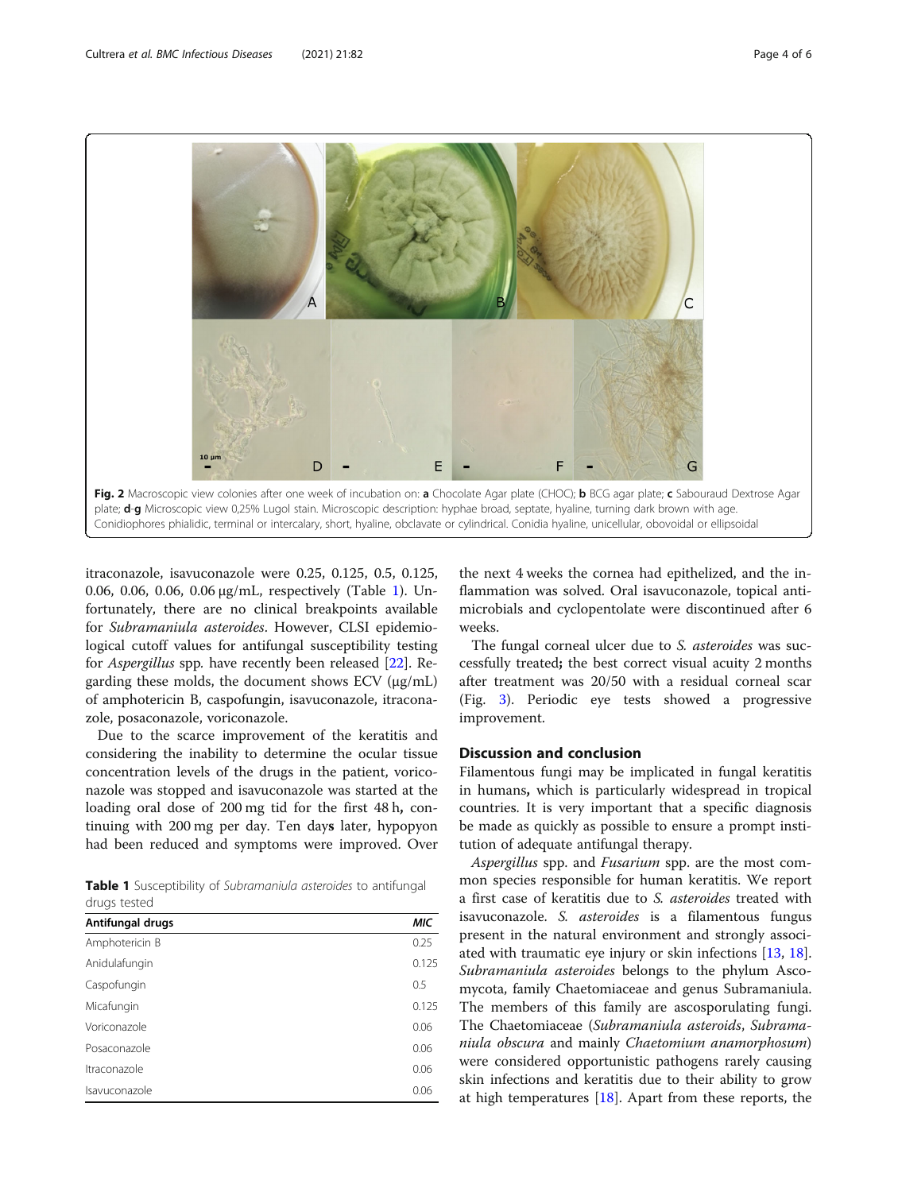Fig. 2 Macroscopic view colonies after one week of incubation on: **a** Chocolate Agar plate (CHOC); **b** BCG agar plate; **c** Sabouraud Dextrose Agar plate; **d**-**g** Microscopic view 0,25% Lugol stain. Microscopic description: hyphae broad, septate, hyaline, turning dark brown with age. Conidiophores phialidic, terminal or intercalary, short, hyaline, obclavate or cylindrical. Conidia hyaline, unicellular, obovoidal or ellipsoidal

itraconazole, isavuconazole were 0.25, 0.125, 0.5, 0.125, 0.06, 0.06, 0.06, 0.06 μg/mL, respectively (Table 1). Unfortunately, there are no clinical breakpoints available for *Subramaniula asteroides*. However, CLSI epidemiological cutoff values for antifungal susceptibility testing for *Aspergillus* spp. have recently been released [22]. Regarding these molds, the document shows ECV (μg/mL) of amphotericin B, caspofungin, isavuconazole, itraconazole, posaconazole, voriconazole.

Due to the scarce improvement of the keratitis and considering the inability to determine the ocular tissue concentration levels of the drugs in the patient, voriconazole was stopped and isavuconazole was started at the loading oral dose of 200 mg tid for the first 48 h**,** continuing with 200 mg per day. Ten day**s** later, hypopyon had been reduced and symptoms were improved. Over the next 4 weeks the cornea had epithelized, and the inflammation was solved. Oral isavuconazole, topical antimicrobials and cyclopentolate were discontinued after 6 weeks.

**Table 1** Susceptibility of *Subramaniula asteroides* to antifungal drugs tested

| Antifungal drugs | *MIC* |
|---|---|
| Amphotericin B | 0.25 |
| Anidulafungin | 0.125 |
| Caspofungin | 0.5 |
| Micafungin | 0.125 |
| Voriconazole | 0.06 |
| Posaconazole | 0.06 |
| Itraconazole | 0.06 |
| Isavuconazole | 0.06 |

The fungal corneal ulcer due to *S. asteroides* was successfully treated**;** the best correct visual acuity 2 months after treatment was 20/50 with a residual corneal scar (Fig. 3). Periodic eye tests showed a progressive improvement.

## Discussion and conclusion

Filamentous fungi may be implicated in fungal keratitis in humans**,** which is particularly widespread in tropical countries. It is very important that a specific diagnosis be made as quickly as possible to ensure a prompt institution of adequate antifungal therapy.

*Aspergillus* spp. and *Fusarium* spp. are the most common species responsible for human keratitis. We report a first case of keratitis due to *S. asteroides* treated with isavuconazole. *S. asteroides* is a filamentous fungus present in the natural environment and strongly associated with traumatic eye injury or skin infections [13, 18]. *Subramaniula asteroides* belongs to the phylum Ascomycota, family Chaetomiaceae and genus Subramaniula. The members of this family are ascosporulating fungi. The Chaetomiaceae (*Subramaniula asteroids*, *Subramaniula obscura* and mainly *Chaetomium anamorphosum*) were considered opportunistic pathogens rarely causing skin infections and keratitis due to their ability to grow at high temperatures [18]. Apart from these reports, the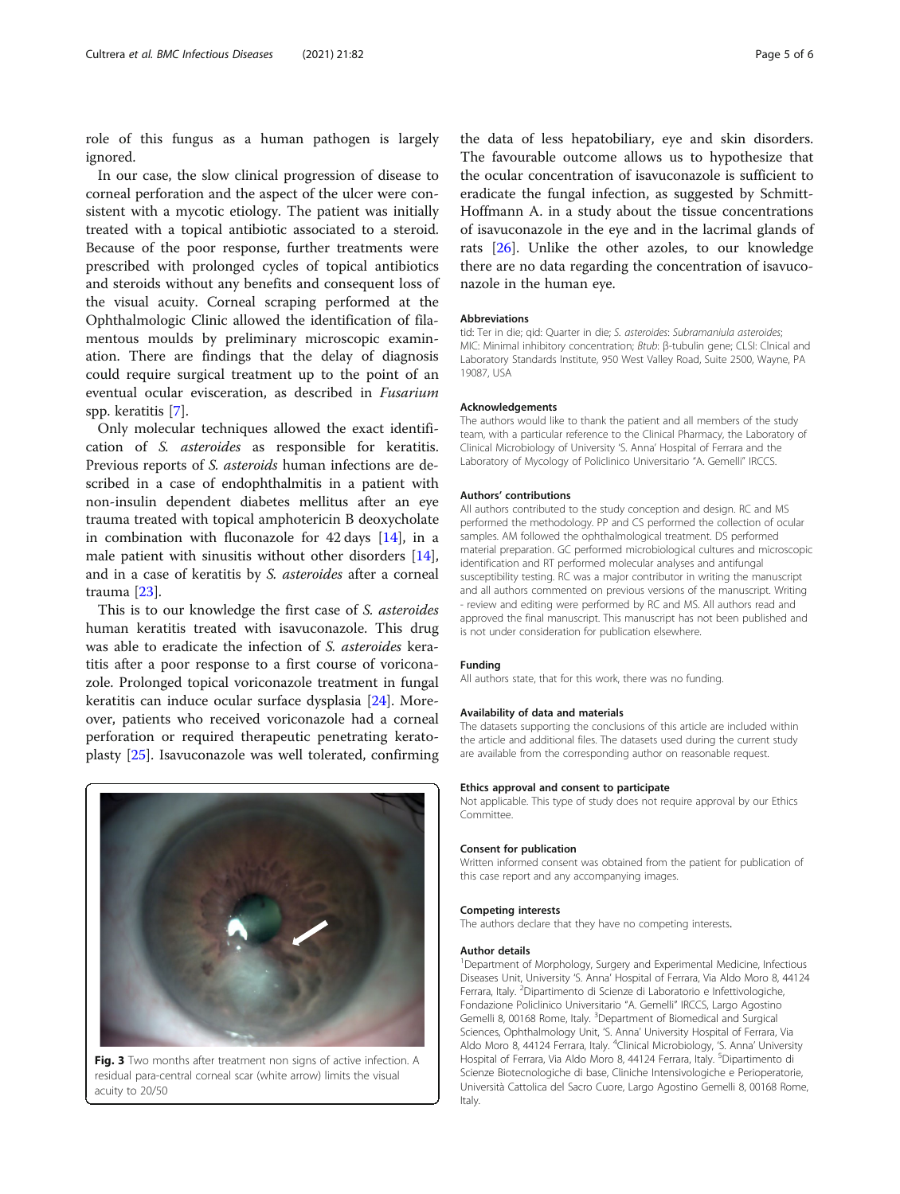role of this fungus as a human pathogen is largely ignored.

In our case, the slow clinical progression of disease to corneal perforation and the aspect of the ulcer were consistent with a mycotic etiology. The patient was initially treated with a topical antibiotic associated to a steroid. Because of the poor response, further treatments were prescribed with prolonged cycles of topical antibiotics and steroids without any benefits and consequent loss of the visual acuity. Corneal scraping performed at the Ophthalmologic Clinic allowed the identification of filamentous moulds by preliminary microscopic examination. There are findings that the delay of diagnosis could require surgical treatment up to the point of an eventual ocular evisceration, as described in *Fusarium* spp. keratitis [7].

Only molecular techniques allowed the exact identification of *S. asteroides* as responsible for keratitis. Previous reports of *S. asteroids* human infections are described in a case of endophthalmitis in a patient with non-insulin dependent diabetes mellitus after an eye trauma treated with topical amphotericin B deoxycholate in combination with fluconazole for 42 days [14], in a male patient with sinusitis without other disorders [14], and in a case of keratitis by *S. asteroides* after a corneal trauma [23].

This is to our knowledge the first case of *S. asteroides* human keratitis treated with isavuconazole. This drug was able to eradicate the infection of *S. asteroides* keratitis after a poor response to a first course of voriconazole. Prolonged topical voriconazole treatment in fungal keratitis can induce ocular surface dysplasia [24]. Moreover, patients who received voriconazole had a corneal perforation or required therapeutic penetrating keratoplasty [25]. Isavuconazole was well tolerated, confirming the data of less hepatobiliary, eye and skin disorders. The favourable outcome allows us to hypothesize that the ocular concentration of isavuconazole is sufficient to eradicate the fungal infection, as suggested by Schmitt-Hoffmann A. in a study about the tissue concentrations of isavuconazole in the eye and in the lacrimal glands of rats [26]. Unlike the other azoles, to our knowledge there are no data regarding the concentration of isavuconazole in the human eye.

**Fig. 3** Two months after treatment non signs of active infection. A residual para-central corneal scar (white arrow) limits the visual acuity to 20/50

### Abbreviations

tid: Ter in die; qid: Quarter in die; *S. asteroides*: *Subramaniula asteroides*; MIC: Minimal inhibitory concentration; *Btub*: β-tubulin gene; CLSI: Clnical and Laboratory Standards Institute, 950 West Valley Road, Suite 2500, Wayne, PA 19087, USA

### Acknowledgements

The authors would like to thank the patient and all members of the study team, with a particular reference to the Clinical Pharmacy, the Laboratory of Clinical Microbiology of University 'S. Anna' Hospital of Ferrara and the Laboratory of Mycology of Policlinico Universitario "A. Gemelli" IRCCS.

### Authors' contributions

All authors contributed to the study conception and design. RC and MS performed the methodology. PP and CS performed the collection of ocular samples. AM followed the ophthalmological treatment. DS performed material preparation. GC performed microbiological cultures and microscopic identification and RT performed molecular analyses and antifungal susceptibility testing. RC was a major contributor in writing the manuscript and all authors commented on previous versions of the manuscript. Writing - review and editing were performed by RC and MS. All authors read and approved the final manuscript. This manuscript has not been published and is not under consideration for publication elsewhere.

### Funding

All authors state, that for this work, there was no funding.

### Availability of data and materials

The datasets supporting the conclusions of this article are included within the article and additional files. The datasets used during the current study are available from the corresponding author on reasonable request.

### Ethics approval and consent to participate

Not applicable. This type of study does not require approval by our Ethics Committee.

### Consent for publication

Written informed consent was obtained from the patient for publication of this case report and any accompanying images.

### Competing interests

The authors declare that they have no competing interests.

### Author details

[1]Department of Morphology, Surgery and Experimental Medicine, Infectious Diseases Unit, University 'S. Anna' Hospital of Ferrara, Via Aldo Moro 8, 44124 Ferrara, Italy. [2]Dipartimento di Scienze di Laboratorio e Infettivologiche, Fondazione Policlinico Universitario "A. Gemelli" IRCCS, Largo Agostino Gemelli 8, 00168 Rome, Italy. [3]Department of Biomedical and Surgical Sciences, Ophthalmology Unit, 'S. Anna' University Hospital of Ferrara, Via Aldo Moro 8, 44124 Ferrara, Italy. [4]Clinical Microbiology, 'S. Anna' University Hospital of Ferrara, Via Aldo Moro 8, 44124 Ferrara, Italy. [5]Dipartimento di Scienze Biotecnologiche di base, Cliniche Intensivologiche e Perioperatorie, Università Cattolica del Sacro Cuore, Largo Agostino Gemelli 8, 00168 Rome, Italy.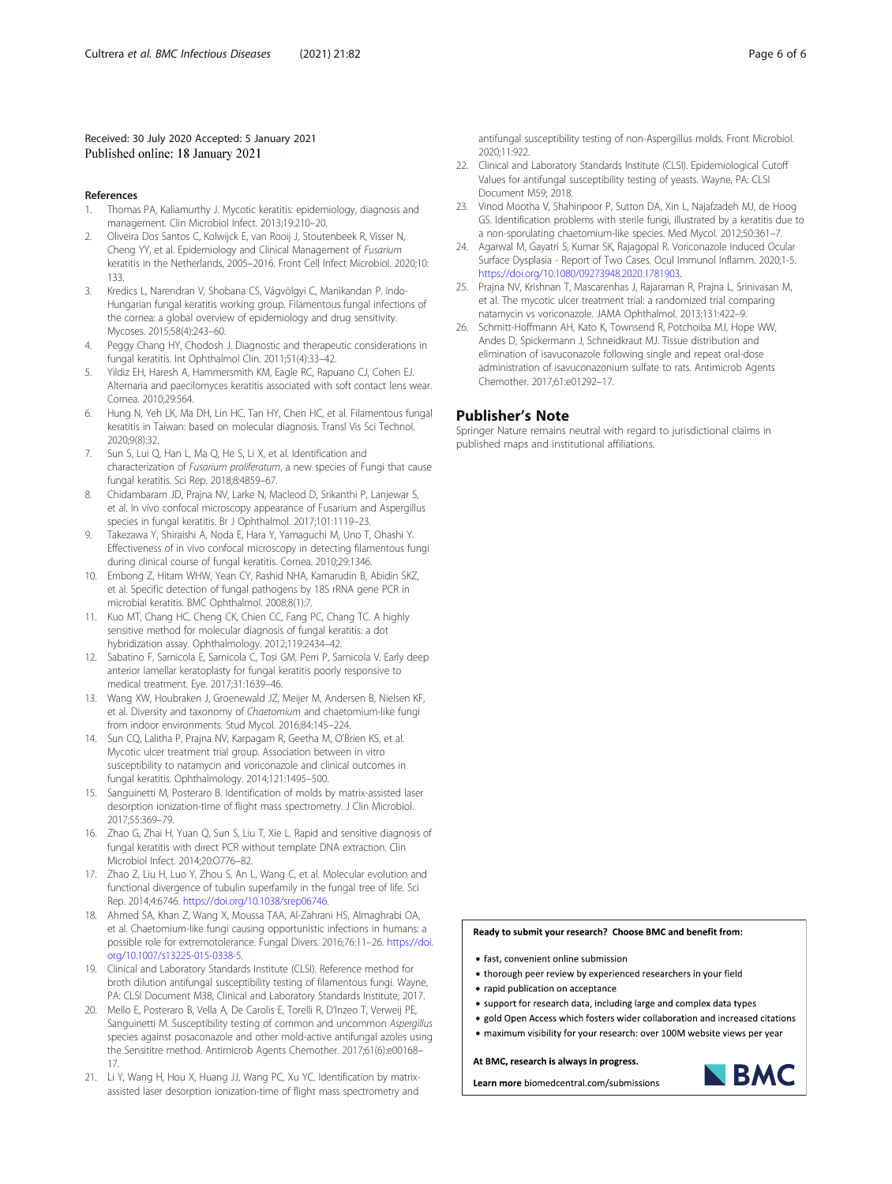Received: 30 July 2020 Accepted: 5 January 2021
Published online: 18 January 2021

## References

1. Thomas PA, Kaliamurthy J. Mycotic keratitis: epidemiology, diagnosis and management. Clin Microbiol Infect. 2013;19:210–20.
2. Oliveira Dos Santos C, Kolwijck E, van Rooij J, Stoutenbeek R, Visser N, Cheng YY, et al. Epidemiology and Clinical Management of *Fusarium* keratitis in the Netherlands, 2005–2016. Front Cell Infect Microbiol. 2020;10: 133.
3. Kredics L, Narendran V, Shobana CS, Vágvölgyi C, Manikandan P. Indo-Hungarian fungal keratitis working group. Filamentous fungal infections of the cornea: a global overview of epidemiology and drug sensitivity. Mycoses. 2015;58(4):243–60.
4. Peggy Chang HY, Chodosh J. Diagnostic and therapeutic considerations in fungal keratitis. Int Ophthalmol Clin. 2011;51(4):33–42.
5. Yildiz EH, Haresh A, Hammersmith KM, Eagle RC, Rapuano CJ, Cohen EJ. Alternaria and paecilomyces keratitis associated with soft contact lens wear. Cornea. 2010;29:564.
6. Hung N, Yeh LK, Ma DH, Lin HC, Tan HY, Chen HC, et al. Filamentous fungal keratitis in Taiwan: based on molecular diagnosis. Transl Vis Sci Technol. 2020;9(8):32.
7. Sun S, Lui Q, Han L, Ma Q, He S, Li X, et al. Identification and characterization of *Fusarium proliferatum*, a new species of Fungi that cause fungal keratitis. Sci Rep. 2018;8:4859–67.
8. Chidambaram JD, Prajna NV, Larke N, Macleod D, Srikanthi P, Lanjewar S, et al. In vivo confocal microscopy appearance of Fusarium and Aspergillus species in fungal keratitis. Br J Ophthalmol. 2017;101:1119–23.
9. Takezawa Y, Shiraishi A, Noda E, Hara Y, Yamaguchi M, Uno T, Ohashi Y. Effectiveness of in vivo confocal microscopy in detecting filamentous fungi during clinical course of fungal keratitis. Cornea. 2010;29:1346.
10. Embong Z, Hitam WHW, Yean CY, Rashid NHA, Kamarudin B, Abidin SKZ, et al. Specific detection of fungal pathogens by 18S rRNA gene PCR in microbial keratitis. BMC Ophthalmol. 2008;8(1):7.
11. Kuo MT, Chang HC, Cheng CK, Chien CC, Fang PC, Chang TC. A highly sensitive method for molecular diagnosis of fungal keratitis: a dot hybridization assay. Ophthalmology. 2012;119:2434–42.
12. Sabatino F, Sarnicola E, Sarnicola C, Tosi GM, Perri P, Sarnicola V. Early deep anterior lamellar keratoplasty for fungal keratitis poorly responsive to medical treatment. Eye. 2017;31:1639–46.
13. Wang XW, Houbraken J, Groenewald JZ, Meijer M, Andersen B, Nielsen KF, et al. Diversity and taxonomy of *Chaetomium* and chaetomium-like fungi from indoor environments. Stud Mycol. 2016;84:145–224.
14. Sun CQ, Lalitha P, Prajna NV, Karpagam R, Geetha M, O'Brien KS, et al. Mycotic ulcer treatment trial group. Association between in vitro susceptibility to natamycin and voriconazole and clinical outcomes in fungal keratitis. Ophthalmology. 2014;121:1495–500.
15. Sanguinetti M, Posteraro B. Identification of molds by matrix-assisted laser desorption ionization-time of flight mass spectrometry. J Clin Microbiol. 2017;55:369–79.
16. Zhao G, Zhai H, Yuan Q, Sun S, Liu T, Xie L. Rapid and sensitive diagnosis of fungal keratitis with direct PCR without template DNA extraction. Clin Microbiol Infect. 2014;20:O776–82.
17. Zhao Z, Liu H, Luo Y, Zhou S, An L, Wang C, et al. Molecular evolution and functional divergence of tubulin superfamily in the fungal tree of life. Sci Rep. 2014;4:6746. https://doi.org/10.1038/srep06746.
18. Ahmed SA, Khan Z, Wang X, Moussa TAA, Al-Zahrani HS, Almaghrabi OA, et al. Chaetomium-like fungi causing opportunistic infections in humans: a possible role for extremotolerance. Fungal Divers. 2016;76:11–26. https://doi.org/10.1007/s13225-015-0338-5.
19. Clinical and Laboratory Standards Institute (CLSI). Reference method for broth dilution antifungal susceptibility testing of filamentous fungi. Wayne, PA: CLSI Document M38, Clinical and Laboratory Standards Institute; 2017.
20. Mello E, Posteraro B, Vella A, De Carolis E, Torelli R, D'Inzeo T, Verweij PE, Sanguinetti M. Susceptibility testing of common and uncommon *Aspergillus* species against posaconazole and other mold-active antifungal azoles using the Sensititre method. Antimicrob Agents Chemother. 2017;61(6):e00168–17.
21. Li Y, Wang H, Hou X, Huang JJ, Wang PC, Xu YC. Identification by matrix-assisted laser desorption ionization-time of flight mass spectrometry and antifungal susceptibility testing of non-Aspergillus molds. Front Microbiol. 2020;11:922.
22. Clinical and Laboratory Standards Institute (CLSI). Epidemiological Cutoff Values for antifungal susceptibility testing of yeasts. Wayne, PA: CLSI Document M59; 2018.
23. Vinod Mootha V, Shahinpoor P, Sutton DA, Xin L, Najafzadeh MJ, de Hoog GS. Identification problems with sterile fungi, illustrated by a keratitis due to a non-sporulating chaetomium-like species. Med Mycol. 2012;50:361–7.
24. Agarwal M, Gayatri S, Kumar SK, Rajagopal R. Voriconazole Induced Ocular Surface Dysplasia - Report of Two Cases. Ocul Immunol Inflamm. 2020;1-5. https://doi.org/10.1080/09273948.2020.1781903.
25. Prajna NV, Krishnan T, Mascarenhas J, Rajaraman R, Prajna L, Srinivasan M, et al. The mycotic ulcer treatment trial: a randomized trial comparing natamycin vs voriconazole. JAMA Ophthalmol. 2013;131:422–9.
26. Schmitt-Hoffmann AH, Kato K, Townsend R, Potchoiba MJ, Hope WW, Andes D, Spickermann J, Schneidkraut MJ. Tissue distribution and elimination of isavuconazole following single and repeat oral-dose administration of isavuconazonium sulfate to rats. Antimicrob Agents Chemother. 2017;61:e01292–17.

## Publisher's Note

Springer Nature remains neutral with regard to jurisdictional claims in published maps and institutional affiliations.

**Ready to submit your research? Choose BMC and benefit from:**

- fast, convenient online submission
- thorough peer review by experienced researchers in your field
- rapid publication on acceptance
- support for research data, including large and complex data types
- gold Open Access which fosters wider collaboration and increased citations
- maximum visibility for your research: over 100M website views per year

**At BMC, research is always in progress.**

**Learn more** biomedcentral.com/submissions

BMC